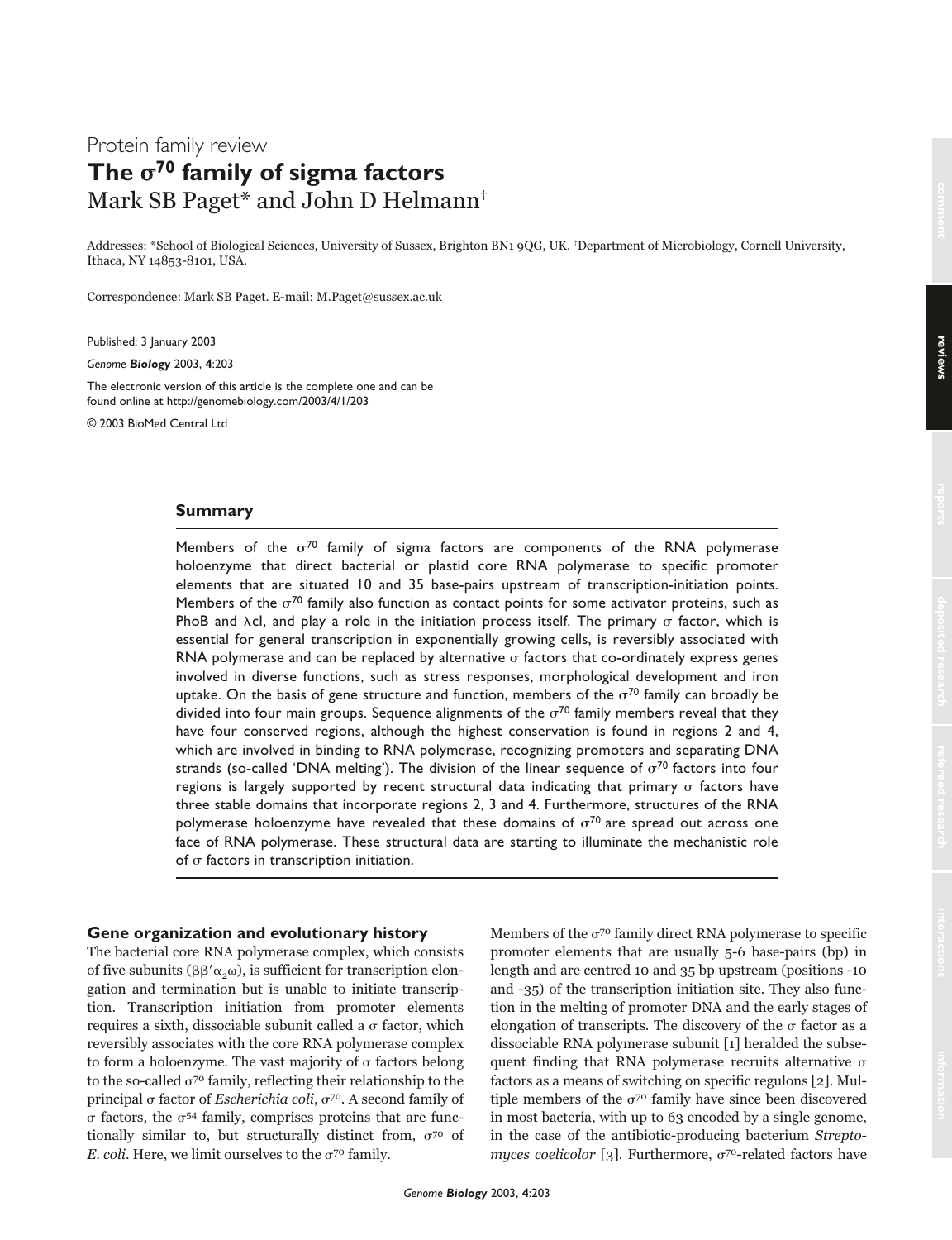Protein family review

# The $\sigma^{70}$ family of sigma factors

Mark SB Paget* and John D Helmann[†]

Addresses: *School of Biological Sciences, University of Sussex, Brighton BN1 9QG, UK. [†]Department of Microbiology, Cornell University, Ithaca, NY 14853-8101, USA.

Correspondence: Mark SB Paget. E-mail: M.Paget@sussex.ac.uk

Published: 3 January 2003

*Genome **Biology*** 2003, **4**:203

The electronic version of this article is the complete one and can be found online at http://genomebiology.com/2003/4/1/203

© 2003 BioMed Central Ltd

## Summary

Members of the $\sigma^{70}$ family of sigma factors are components of the RNA polymerase holoenzyme that direct bacterial or plastid core RNA polymerase to specific promoter elements that are situated 10 and 35 base-pairs upstream of transcription-initiation points. Members of the $\sigma^{70}$ family also function as contact points for some activator proteins, such as PhoB and $\lambda$cI, and play a role in the initiation process itself. The primary $\sigma$ factor, which is essential for general transcription in exponentially growing cells, is reversibly associated with RNA polymerase and can be replaced by alternative $\sigma$ factors that co-ordinately express genes involved in diverse functions, such as stress responses, morphological development and iron uptake. On the basis of gene structure and function, members of the $\sigma^{70}$ family can broadly be divided into four main groups. Sequence alignments of the $\sigma^{70}$ family members reveal that they have four conserved regions, although the highest conservation is found in regions 2 and 4, which are involved in binding to RNA polymerase, recognizing promoters and separating DNA strands (so-called 'DNA melting'). The division of the linear sequence of $\sigma^{70}$ factors into four regions is largely supported by recent structural data indicating that primary $\sigma$ factors have three stable domains that incorporate regions 2, 3 and 4. Furthermore, structures of the RNA polymerase holoenzyme have revealed that these domains of $\sigma^{70}$ are spread out across one face of RNA polymerase. These structural data are starting to illuminate the mechanistic role of $\sigma$ factors in transcription initiation.

## Gene organization and evolutionary history

The bacterial core RNA polymerase complex, which consists of five subunits ($\beta\beta'\alpha_2\omega$), is sufficient for transcription elongation and termination but is unable to initiate transcription. Transcription initiation from promoter elements requires a sixth, dissociable subunit called a $\sigma$ factor, which reversibly associates with the core RNA polymerase complex to form a holoenzyme. The vast majority of $\sigma$ factors belong to the so-called $\sigma^{70}$ family, reflecting their relationship to the principal $\sigma$ factor of *Escherichia coli*, $\sigma^{70}$. A second family of $\sigma$ factors, the $\sigma^{54}$ family, comprises proteins that are functionally similar to, but structurally distinct from, $\sigma^{70}$ of *E. coli*. Here, we limit ourselves to the $\sigma^{70}$ family.

Members of the $\sigma^{70}$ family direct RNA polymerase to specific promoter elements that are usually 5-6 base-pairs (bp) in length and are centred 10 and 35 bp upstream (positions -10 and -35) of the transcription initiation site. They also function in the melting of promoter DNA and the early stages of elongation of transcripts. The discovery of the $\sigma$ factor as a dissociable RNA polymerase subunit [1] heralded the subsequent finding that RNA polymerase recruits alternative $\sigma$ factors as a means of switching on specific regulons [2]. Multiple members of the $\sigma^{70}$ family have since been discovered in most bacteria, with up to 63 encoded by a single genome, in the case of the antibiotic-producing bacterium *Streptomyces coelicolor* [3]. Furthermore, $\sigma^{70}$-related factors have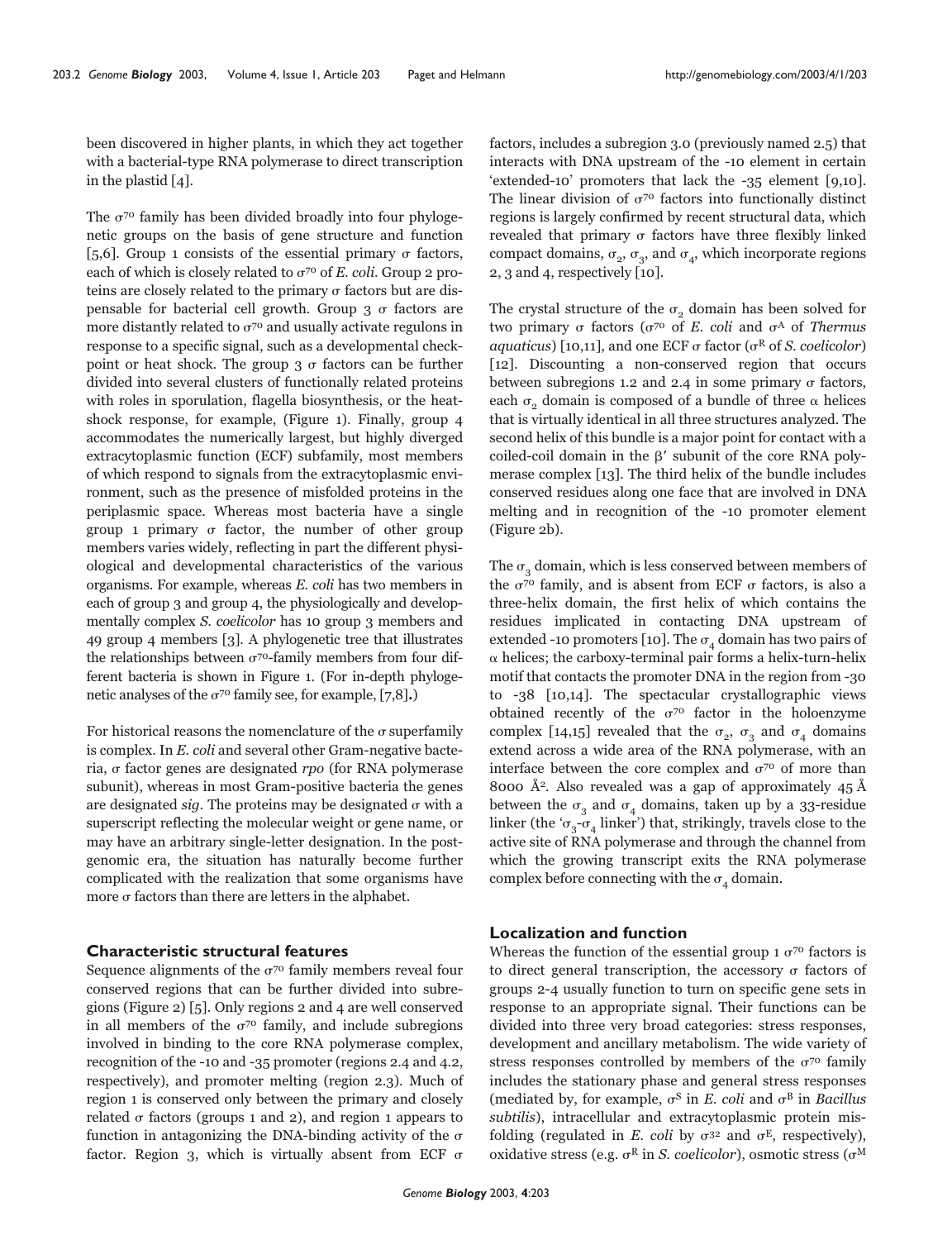been discovered in higher plants, in which they act together with a bacterial-type RNA polymerase to direct transcription in the plastid [4].

The $\sigma^{70}$ family has been divided broadly into four phylogenetic groups on the basis of gene structure and function [5,6]. Group 1 consists of the essential primary σ factors, each of which is closely related to $\sigma^{70}$ of *E. coli*. Group 2 proteins are closely related to the primary σ factors but are dispensable for bacterial cell growth. Group 3 σ factors are more distantly related to $\sigma^{70}$ and usually activate regulons in response to a specific signal, such as a developmental checkpoint or heat shock. The group 3 σ factors can be further divided into several clusters of functionally related proteins with roles in sporulation, flagella biosynthesis, or the heat-shock response, for example, (Figure 1). Finally, group 4 accommodates the numerically largest, but highly diverged extracytoplasmic function (ECF) subfamily, most members of which respond to signals from the extracytoplasmic environment, such as the presence of misfolded proteins in the periplasmic space. Whereas most bacteria have a single group 1 primary σ factor, the number of other group members varies widely, reflecting in part the different physiological and developmental characteristics of the various organisms. For example, whereas *E. coli* has two members in each of group 3 and group 4, the physiologically and developmentally complex *S. coelicolor* has 10 group 3 members and 49 group 4 members [3]. A phylogenetic tree that illustrates the relationships between $\sigma^{70}$-family members from four different bacteria is shown in Figure 1. (For in-depth phylogenetic analyses of the $\sigma^{70}$ family see, for example, [7,8].)

For historical reasons the nomenclature of the σ superfamily is complex. In *E. coli* and several other Gram-negative bacteria, σ factor genes are designated *rpo* (for RNA polymerase subunit), whereas in most Gram-positive bacteria the genes are designated *sig*. The proteins may be designated σ with a superscript reflecting the molecular weight or gene name, or may have an arbitrary single-letter designation. In the post-genomic era, the situation has naturally become further complicated with the realization that some organisms have more σ factors than there are letters in the alphabet.

## Characteristic structural features

Sequence alignments of the $\sigma^{70}$ family members reveal four conserved regions that can be further divided into subregions (Figure 2) [5]. Only regions 2 and 4 are well conserved in all members of the $\sigma^{70}$ family, and include subregions involved in binding to the core RNA polymerase complex, recognition of the -10 and -35 promoter (regions 2.4 and 4.2, respectively), and promoter melting (region 2.3). Much of region 1 is conserved only between the primary and closely related σ factors (groups 1 and 2), and region 1 appears to function in antagonizing the DNA-binding activity of the σ factor. Region 3, which is virtually absent from ECF σ factors, includes a subregion 3.0 (previously named 2.5) that interacts with DNA upstream of the -10 element in certain 'extended-10' promoters that lack the -35 element [9,10]. The linear division of $\sigma^{70}$ factors into functionally distinct regions is largely confirmed by recent structural data, which revealed that primary σ factors have three flexibly linked compact domains, $\sigma_2$, $\sigma_3$, and $\sigma_4$, which incorporate regions 2, 3 and 4, respectively [10].

The crystal structure of the $\sigma_2$ domain has been solved for two primary σ factors ($\sigma^{70}$ of *E. coli* and $\sigma^{A}$ of *Thermus aquaticus*) [10,11], and one ECF σ factor ($\sigma^{R}$ of *S. coelicolor*) [12]. Discounting a non-conserved region that occurs between subregions 1.2 and 2.4 in some primary σ factors, each $\sigma_2$ domain is composed of a bundle of three α helices that is virtually identical in all three structures analyzed. The second helix of this bundle is a major point for contact with a coiled-coil domain in the β′ subunit of the core RNA polymerase complex [13]. The third helix of the bundle includes conserved residues along one face that are involved in DNA melting and in recognition of the -10 promoter element (Figure 2b).

The $\sigma_3$ domain, which is less conserved between members of the $\sigma^{70}$ family, and is absent from ECF σ factors, is also a three-helix domain, the first helix of which contains the residues implicated in contacting DNA upstream of extended -10 promoters [10]. The $\sigma_4$ domain has two pairs of α helices; the carboxy-terminal pair forms a helix-turn-helix motif that contacts the promoter DNA in the region from -30 to -38 [10,14]. The spectacular crystallographic views obtained recently of the $\sigma^{70}$ factor in the holoenzyme complex [14,15] revealed that the $\sigma_2$, $\sigma_3$ and $\sigma_4$ domains extend across a wide area of the RNA polymerase, with an interface between the core complex and $\sigma^{70}$ of more than 8000 Å$^2$. Also revealed was a gap of approximately 45 Å between the $\sigma_3$ and $\sigma_4$ domains, taken up by a 33-residue linker (the '$\sigma_3$-$\sigma_4$ linker') that, strikingly, travels close to the active site of RNA polymerase and through the channel from which the growing transcript exits the RNA polymerase complex before connecting with the $\sigma_4$ domain.

## Localization and function

Whereas the function of the essential group 1 $\sigma^{70}$ factors is to direct general transcription, the accessory σ factors of groups 2-4 usually function to turn on specific gene sets in response to an appropriate signal. Their functions can be divided into three very broad categories: stress responses, development and ancillary metabolism. The wide variety of stress responses controlled by members of the $\sigma^{70}$ family includes the stationary phase and general stress responses (mediated by, for example, $\sigma^{S}$ in *E. coli* and $\sigma^{B}$ in *Bacillus subtilis*), intracellular and extracytoplasmic protein misfolding (regulated in *E. coli* by $\sigma^{32}$ and $\sigma^{E}$, respectively), oxidative stress (e.g. $\sigma^{R}$ in *S. coelicolor*), osmotic stress ($\sigma^{M}$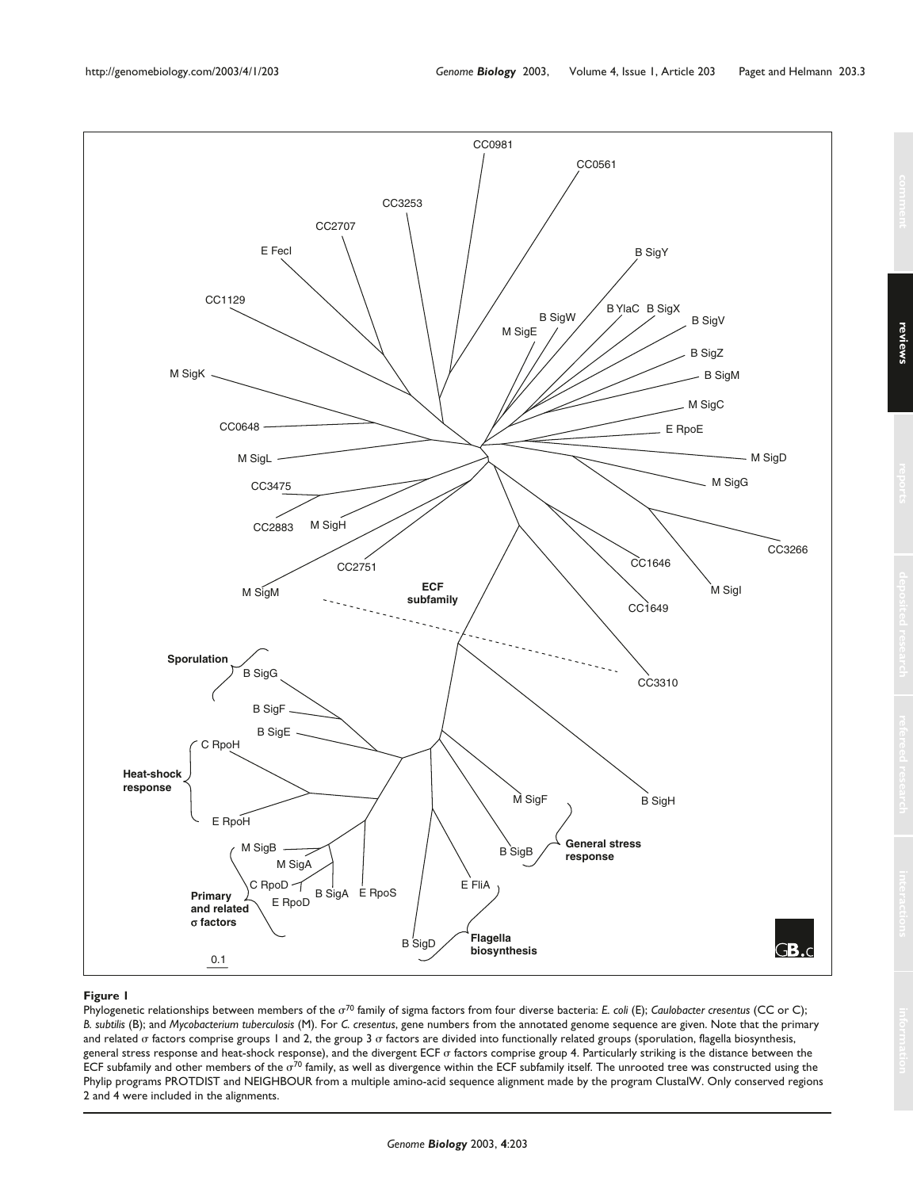**Figure 1**

Phylogenetic relationships between members of the $\sigma^{70}$ family of sigma factors from four diverse bacteria: *E. coli* (E); *Caulobacter cresentus* (CC or C); *B. subtilis* (B); and *Mycobacterium tuberculosis* (M). For *C. cresentus*, gene numbers from the annotated genome sequence are given. Note that the primary and related σ factors comprise groups 1 and 2, the group 3 σ factors are divided into functionally related groups (sporulation, flagella biosynthesis, general stress response and heat-shock response), and the divergent ECF σ factors comprise group 4. Particularly striking is the distance between the ECF subfamily and other members of the $\sigma^{70}$ family, as well as divergence within the ECF subfamily itself. The unrooted tree was constructed using the Phylip programs PROTDIST and NEIGHBOUR from a multiple amino-acid sequence alignment made by the program ClustalW. Only conserved regions 2 and 4 were included in the alignments.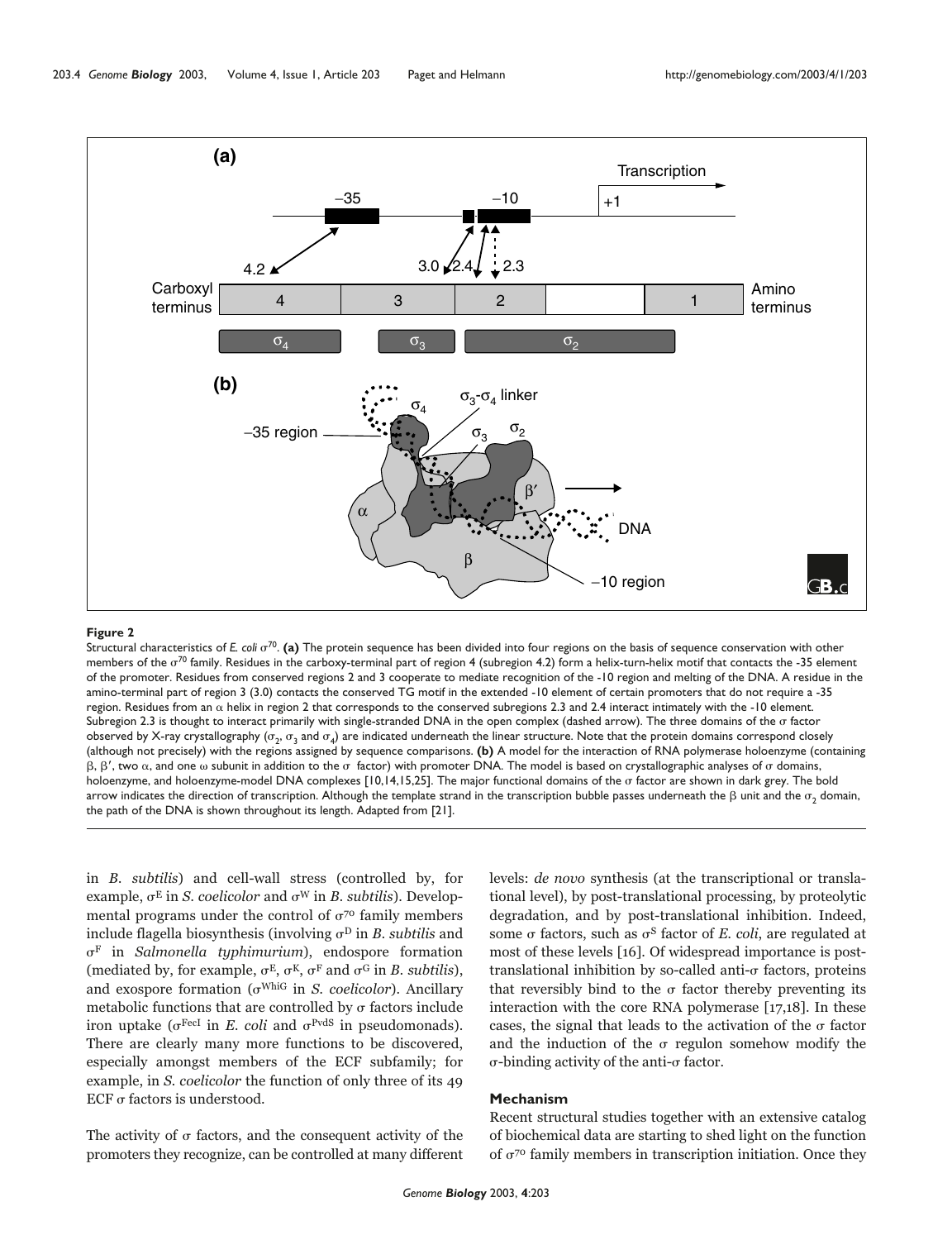**Figure 2**

Structural characteristics of *E. coli* $\sigma^{70}$. **(a)** The protein sequence has been divided into four regions on the basis of sequence conservation with other members of the $\sigma^{70}$ family. Residues in the carboxy-terminal part of region 4 (subregion 4.2) form a helix-turn-helix motif that contacts the -35 element of the promoter. Residues from conserved regions 2 and 3 cooperate to mediate recognition of the -10 region and melting of the DNA. A residue in the amino-terminal part of region 3 (3.0) contacts the conserved TG motif in the extended -10 element of certain promoters that do not require a -35 region. Residues from an $\alpha$ helix in region 2 that corresponds to the conserved subregions 2.3 and 2.4 interact intimately with the -10 element. Subregion 2.3 is thought to interact primarily with single-stranded DNA in the open complex (dashed arrow). The three domains of the $\sigma$ factor observed by X-ray crystallography ($\sigma_2$, $\sigma_3$ and $\sigma_4$) are indicated underneath the linear structure. Note that the protein domains correspond closely (although not precisely) with the regions assigned by sequence comparisons. **(b)** A model for the interaction of RNA polymerase holoenzyme (containing $\beta$, $\beta'$, two $\alpha$, and one $\omega$ subunit in addition to the $\sigma$ factor) with promoter DNA. The model is based on crystallographic analyses of $\sigma$ domains, holoenzyme, and holoenzyme-model DNA complexes [10,14,15,25]. The major functional domains of the $\sigma$ factor are shown in dark grey. The bold arrow indicates the direction of transcription. Although the template strand in the transcription bubble passes underneath the $\beta$ unit and the $\sigma_2$ domain, the path of the DNA is shown throughout its length. Adapted from [21].

in *B. subtilis*) and cell-wall stress (controlled by, for example, $\sigma^E$ in *S. coelicolor* and $\sigma^W$ in *B. subtilis*). Developmental programs under the control of $\sigma^{70}$ family members include flagella biosynthesis (involving $\sigma^D$ in *B. subtilis* and $\sigma^F$ in *Salmonella typhimurium*), endospore formation (mediated by, for example, $\sigma^E$, $\sigma^K$, $\sigma^F$ and $\sigma^G$ in *B. subtilis*), and exospore formation ($\sigma^{WhiG}$ in *S. coelicolor*). Ancillary metabolic functions that are controlled by $\sigma$ factors include iron uptake ($\sigma^{FecI}$ in *E. coli* and $\sigma^{PvdS}$ in pseudomonads). There are clearly many more functions to be discovered, especially amongst members of the ECF subfamily; for example, in *S. coelicolor* the function of only three of its 49 ECF $\sigma$ factors is understood.

The activity of $\sigma$ factors, and the consequent activity of the promoters they recognize, can be controlled at many different levels: *de novo* synthesis (at the transcriptional or translational level), by post-translational processing, by proteolytic degradation, and by post-translational inhibition. Indeed, some $\sigma$ factors, such as $\sigma^S$ factor of *E. coli*, are regulated at most of these levels [16]. Of widespread importance is post-translational inhibition by so-called anti-$\sigma$ factors, proteins that reversibly bind to the $\sigma$ factor thereby preventing its interaction with the core RNA polymerase [17,18]. In these cases, the signal that leads to the activation of the $\sigma$ factor and the induction of the $\sigma$ regulon somehow modify the $\sigma$-binding activity of the anti-$\sigma$ factor.

### Mechanism

Recent structural studies together with an extensive catalog of biochemical data are starting to shed light on the function of $\sigma^{70}$ family members in transcription initiation. Once they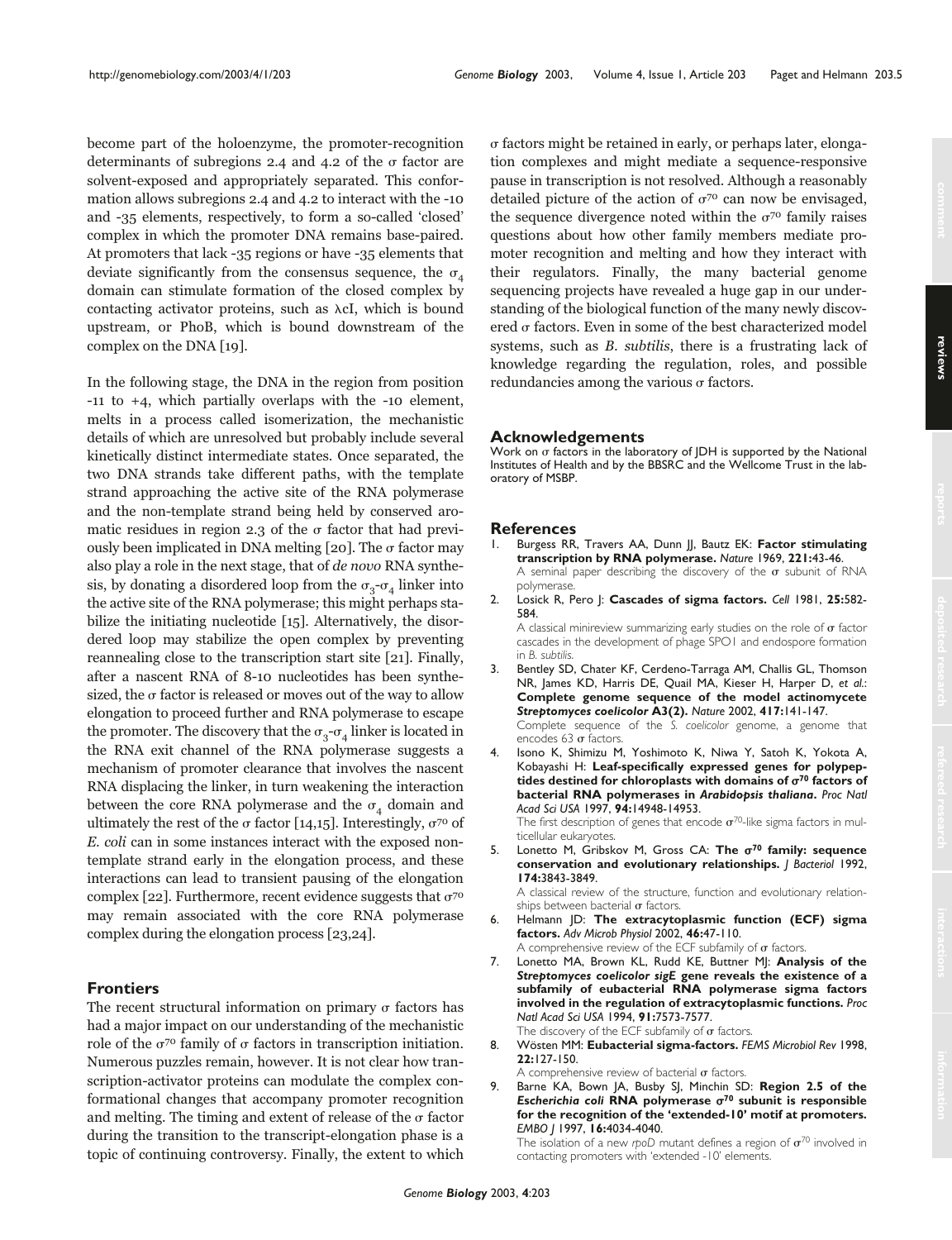become part of the holoenzyme, the promoter-recognition determinants of subregions 2.4 and 4.2 of the σ factor are solvent-exposed and appropriately separated. This conformation allows subregions 2.4 and 4.2 to interact with the -10 and -35 elements, respectively, to form a so-called 'closed' complex in which the promoter DNA remains base-paired. At promoters that lack -35 regions or have -35 elements that deviate significantly from the consensus sequence, the $\sigma_4$ domain can stimulate formation of the closed complex by contacting activator proteins, such as λcI, which is bound upstream, or PhoB, which is bound downstream of the complex on the DNA [19].

In the following stage, the DNA in the region from position -11 to +4, which partially overlaps with the -10 element, melts in a process called isomerization, the mechanistic details of which are unresolved but probably include several kinetically distinct intermediate states. Once separated, the two DNA strands take different paths, with the template strand approaching the active site of the RNA polymerase and the non-template strand being held by conserved aromatic residues in region 2.3 of the σ factor that had previously been implicated in DNA melting [20]. The σ factor may also play a role in the next stage, that of *de novo* RNA synthesis, by donating a disordered loop from the $\sigma_3$-$\sigma_4$ linker into the active site of the RNA polymerase; this might perhaps stabilize the initiating nucleotide [15]. Alternatively, the disordered loop may stabilize the open complex by preventing reannealing close to the transcription start site [21]. Finally, after a nascent RNA of 8-10 nucleotides has been synthesized, the σ factor is released or moves out of the way to allow elongation to proceed further and RNA polymerase to escape the promoter. The discovery that the $\sigma_3$-$\sigma_4$ linker is located in the RNA exit channel of the RNA polymerase suggests a mechanism of promoter clearance that involves the nascent RNA displacing the linker, in turn weakening the interaction between the core RNA polymerase and the $\sigma_4$ domain and ultimately the rest of the σ factor [14,15]. Interestingly, $\sigma^{70}$ of *E. coli* can in some instances interact with the exposed non-template strand early in the elongation process, and these interactions can lead to transient pausing of the elongation complex [22]. Furthermore, recent evidence suggests that $\sigma^{70}$ may remain associated with the core RNA polymerase complex during the elongation process [23,24].

## Frontiers

The recent structural information on primary σ factors has had a major impact on our understanding of the mechanistic role of the $\sigma^{70}$ family of σ factors in transcription initiation. Numerous puzzles remain, however. It is not clear how transcription-activator proteins can modulate the complex conformational changes that accompany promoter recognition and melting. The timing and extent of release of the σ factor during the transition to the transcript-elongation phase is a topic of continuing controversy. Finally, the extent to which σ factors might be retained in early, or perhaps later, elongation complexes and might mediate a sequence-responsive pause in transcription is not resolved. Although a reasonably detailed picture of the action of $\sigma^{70}$ can now be envisaged, the sequence divergence noted within the $\sigma^{70}$ family raises questions about how other family members mediate promoter recognition and melting and how they interact with their regulators. Finally, the many bacterial genome sequencing projects have revealed a huge gap in our understanding of the biological function of the many newly discovered σ factors. Even in some of the best characterized model systems, such as *B. subtilis*, there is a frustrating lack of knowledge regarding the regulation, roles, and possible redundancies among the various σ factors.

## Acknowledgements

Work on σ factors in the laboratory of JDH is supported by the National Institutes of Health and by the BBSRC and the Wellcome Trust in the laboratory of MSBP.

## References

1. Burgess RR, Travers AA, Dunn JJ, Bautz EK: **Factor stimulating transcription by RNA polymerase.** *Nature* 1969, **221:**43-46.
   A seminal paper describing the discovery of the σ subunit of RNA polymerase.
2. Losick R, Pero J: **Cascades of sigma factors.** *Cell* 1981, **25:**582-584.
   A classical minireview summarizing early studies on the role of σ factor cascades in the development of phage SPO1 and endospore formation in *B. subtilis*.
3. Bentley SD, Chater KF, Cerdeno-Tarraga AM, Challis GL, Thomson NR, James KD, Harris DE, Quail MA, Kieser H, Harper D, *et al.*: **Complete genome sequence of the model actinomycete *Streptomyces coelicolor* A3(2).** *Nature* 2002, **417:**141-147.
   Complete sequence of the *S. coelicolor* genome, a genome that encodes 63 σ factors.
4. Isono K, Shimizu M, Yoshimoto K, Niwa Y, Satoh K, Yokota A, Kobayashi H: **Leaf-specifically expressed genes for polypeptides destined for chloroplasts with domains of $\sigma^{70}$ factors of bacterial RNA polymerases in *Arabidopsis thaliana*.** *Proc Natl Acad Sci USA* 1997, **94:**14948-14953.
   The first description of genes that encode $\sigma^{70}$-like sigma factors in multicellular eukaryotes.
5. Lonetto M, Gribskov M, Gross CA: **The $\sigma^{70}$ family: sequence conservation and evolutionary relationships.** *J Bacteriol* 1992, **174:**3843-3849.
   A classical review of the structure, function and evolutionary relationships between bacterial σ factors.
6. Helmann JD: **The extracytoplasmic function (ECF) sigma factors.** *Adv Microb Physiol* 2002, **46:**47-110.
   A comprehensive review of the ECF subfamily of σ factors.
7. Lonetto MA, Brown KL, Rudd KE, Buttner MJ: **Analysis of the *Streptomyces coelicolor sigE* gene reveals the existence of a subfamily of eubacterial RNA polymerase sigma factors involved in the regulation of extracytoplasmic functions.** *Proc Natl Acad Sci USA* 1994, **91:**7573-7577.
   The discovery of the ECF subfamily of σ factors.
8. Wösten MM: **Eubacterial sigma-factors.** *FEMS Microbiol Rev* 1998, **22:**127-150.
   A comprehensive review of bacterial σ factors.
9. Barne KA, Bown JA, Busby SJ, Minchin SD: **Region 2.5 of the *Escherichia coli* RNA polymerase $\sigma^{70}$ subunit is responsible for the recognition of the 'extended-10' motif at promoters.** *EMBO J* 1997, **16:**4034-4040.
   The isolation of a new *rpoD* mutant defines a region of $\sigma^{70}$ involved in contacting promoters with 'extended -10' elements.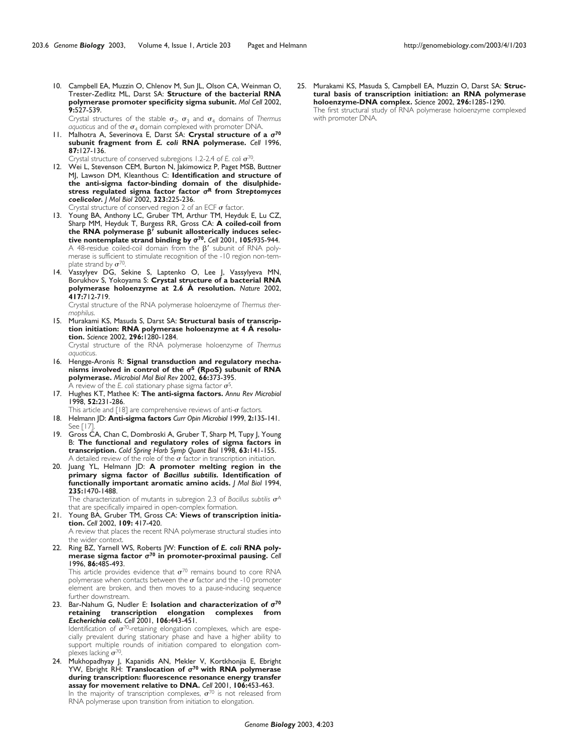10. Campbell EA, Muzzin O, Chlenov M, Sun JL, Olson CA, Weinman O, Trester-Zedlitz ML, Darst SA: **Structure of the bacterial RNA polymerase promoter specificity sigma subunit.** *Mol Cell* 2002, **9:**527-539.
    Crystal structures of the stable $\sigma_2$, $\sigma_3$ and $\sigma_4$ domains of *Thermus aquaticus* and of the $\sigma_4$ domain complexed with promoter DNA.
11. Malhotra A, Severinova E, Darst SA: **Crystal structure of a $\sigma^{70}$ subunit fragment from *E. coli* RNA polymerase.** *Cell* 1996, **87:**127-136.
    Crystal structure of conserved subregions 1.2-2.4 of *E. coli* $\sigma^{70}$.
12. Wei L, Stevenson CEM, Burton N, Jakimowicz P, Paget MSB, Buttner MJ, Lawson DM, Kleanthous C: **Identification and structure of the anti-sigma factor-binding domain of the disulphide-stress regulated sigma factor factor $\sigma^R$ from *Streptomyces coelicolor*.** *J Mol Biol* 2002, **323:**225-236.
    Crystal structure of conserved region 2 of an ECF $\sigma$ factor.
13. Young BA, Anthony LC, Gruber TM, Arthur TM, Heyduk E, Lu CZ, Sharp MM, Heyduk T, Burgess RR, Gross CA: **A coiled-coil from the RNA polymerase β′ subunit allosterically induces selective nontemplate strand binding by $\sigma^{70}$.** *Cell* 2001, **105:**935-944.
    A 48-residue coiled-coil domain from the β′ subunit of RNA polymerase is sufficient to stimulate recognition of the -10 region non-template strand by $\sigma^{70}$.
14. Vassylyev DG, Sekine S, Laptenko O, Lee J, Vassylyeva MN, Borukhov S, Yokoyama S: **Crystal structure of a bacterial RNA polymerase holoenzyme at 2.6 Å resolution.** *Nature* 2002, **417:**712-719.
    Crystal structure of the RNA polymerase holoenzyme of *Thermus thermophilus*.
15. Murakami KS, Masuda S, Darst SA: **Structural basis of transcription initiation: RNA polymerase holoenzyme at 4 Å resolution.** *Science* 2002, **296:**1280-1284.
    Crystal structure of the RNA polymerase holoenzyme of *Thermus aquaticus*.
16. Hengge-Aronis R: **Signal transduction and regulatory mechanisms involved in control of the $\sigma^S$ (RpoS) subunit of RNA polymerase.** *Microbiol Mol Biol Rev* 2002, **66:**373-395.
    A review of the *E. coli* stationary phase sigma factor $\sigma^S$.
17. Hughes KT, Mathee K: **The anti-sigma factors.** *Annu Rev Microbiol* 1998, **52:**231-286.
    This article and [18] are comprehensive reviews of anti-$\sigma$ factors.
18. Helmann JD: **Anti-sigma factors** *Curr Opin Microbiol* 1999, **2:**135-141.
    See [17].
19. Gross CA, Chan C, Dombroski A, Gruber T, Sharp M, Tupy J, Young B: **The functional and regulatory roles of sigma factors in transcription.** *Cold Spring Harb Symp Quant Biol* 1998, **63:**141-155.
    A detailed review of the role of the $\sigma$ factor in transcription initiation.
20. Juang YL, Helmann JD: **A promoter melting region in the primary sigma factor of *Bacillus subtilis*. Identification of functionally important aromatic amino acids.** *J Mol Biol* 1994, **235:**1470-1488.
    The characterization of mutants in subregion 2.3 of *Bacillus subtilis* $\sigma^A$ that are specifically impaired in open-complex formation.
21. Young BA, Gruber TM, Gross CA: **Views of transcription initiation.** *Cell* 2002, **109:** 417-420.
    A review that places the recent RNA polymerase structural studies into the wider context.
22. Ring BZ, Yarnell WS, Roberts JW: **Function of *E. coli* RNA polymerase sigma factor $\sigma^{70}$ in promoter-proximal pausing.** *Cell* 1996, **86:**485-493.
    This article provides evidence that $\sigma^{70}$ remains bound to core RNA polymerase when contacts between the $\sigma$ factor and the -10 promoter element are broken, and then moves to a pause-inducing sequence further downstream.
23. Bar-Nahum G, Nudler E: **Isolation and characterization of $\sigma^{70}$ retaining transcription elongation complexes from *Escherichia coli*.** *Cell* 2001, **106:**443-451.
    Identification of $\sigma^{70}$-retaining elongation complexes, which are especially prevalent during stationary phase and have a higher ability to support multiple rounds of initiation compared to elongation complexes lacking $\sigma^{70}$.
24. Mukhopadhyay J, Kapanidis AN, Mekler V, Kortkhonjia E, Ebright YW, Ebright RH: **Translocation of $\sigma^{70}$ with RNA polymerase during transcription: fluorescence resonance energy transfer assay for movement relative to DNA.** *Cell* 2001, **106:**453-463.
    In the majority of transcription complexes, $\sigma^{70}$ is not released from RNA polymerase upon transition from initiation to elongation.
25. Murakami KS, Masuda S, Campbell EA, Muzzin O, Darst SA: **Structural basis of transcription initiation: an RNA polymerase holoenzyme-DNA complex.** *Science* 2002, **296:**1285-1290.
    The first structural study of RNA polymerase holoenzyme complexed with promoter DNA.